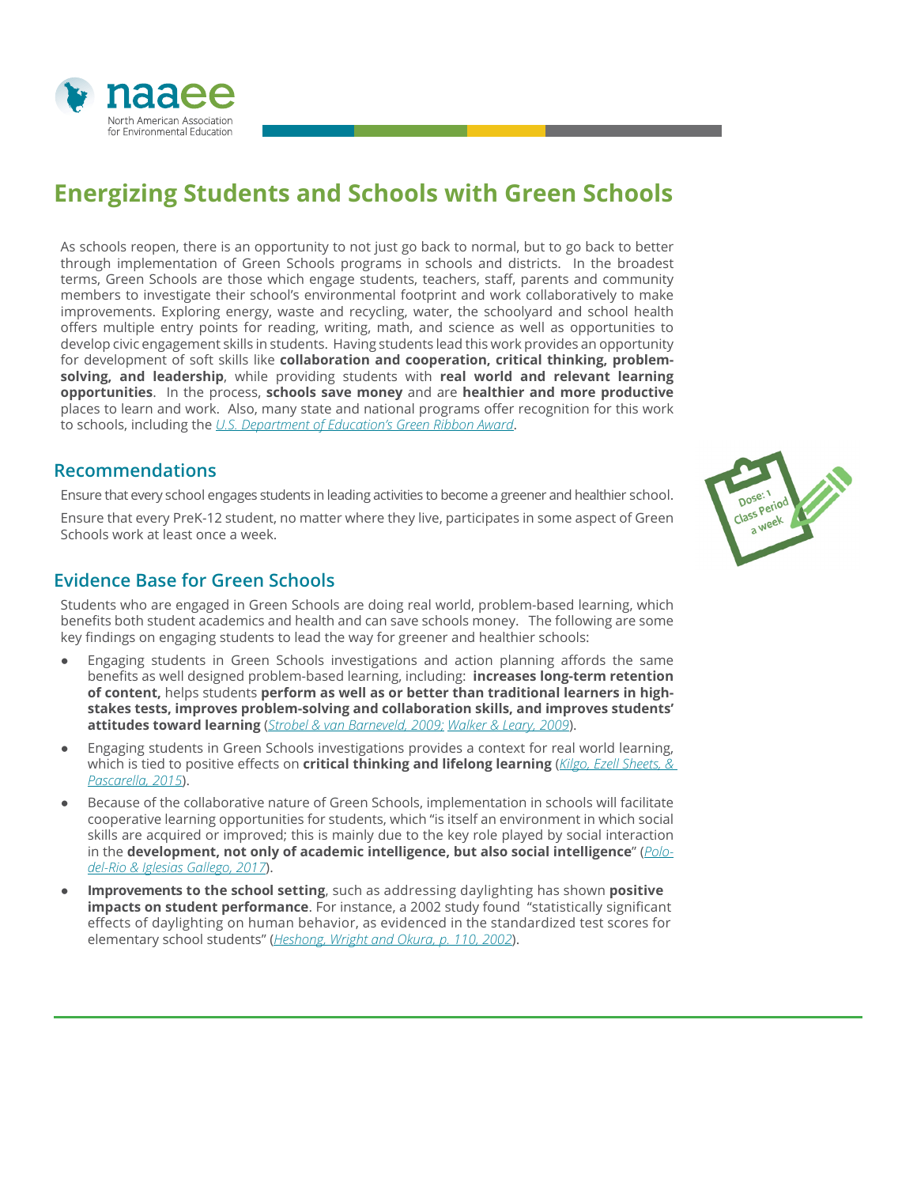# Energizing Students and Schools with Green Schools

As schools reopen, there is an opportunity to not just go back to normal, but to go back to better through implementation of Green Schools programs in schools and districts. In the broadest terms, Green Schools are those which engage students, teachers, staff, parents and community members to investigate their school's environmental footprint and work collaboratively to make improvements. Exploring energy, waste and recycling, water, the schoolyard and school health offers multiple entry points for reading, writing, math, and science as well as opportunities to develop civic engagement skills in students. Having students lead this work provides an opportunity for development of soft skills like **collaboration and cooperation, critical thinking, problem-solving, and leadership**, while providing students with **real world and relevant learning opportunities**. In the process, **schools save money** and are **healthier and more productive** places to learn and work. Also, many state and national programs offer recognition for this work to schools, including the *U.S. Department of Education's Green Ribbon Award*.

## Recommendations

Ensure that every school engages students in leading activities to become a greener and healthier school.

Ensure that every PreK-12 student, no matter where they live, participates in some aspect of Green Schools work at least once a week.

Dose: 1 Class Period a week

## Evidence Base for Green Schools

Students who are engaged in Green Schools are doing real world, problem-based learning, which benefits both student academics and health and can save schools money. The following are some key findings on engaging students to lead the way for greener and healthier schools:

- Engaging students in Green Schools investigations and action planning affords the same benefits as well designed problem-based learning, including: **increases long-term retention of content,** helps students **perform as well as or better than traditional learners in high-stakes tests, improves problem-solving and collaboration skills, and improves students' attitudes toward learning** (*Strobel & van Barneveld, 2009; Walker & Leary, 2009*).
- Engaging students in Green Schools investigations provides a context for real world learning, which is tied to positive effects on **critical thinking and lifelong learning** (*Kilgo, Ezell Sheets, & Pascarella, 2015*).
- Because of the collaborative nature of Green Schools, implementation in schools will facilitate cooperative learning opportunities for students, which "is itself an environment in which social skills are acquired or improved; this is mainly due to the key role played by social interaction in the **development, not only of academic intelligence, but also social intelligence**" (*Polo-del-Rio & Iglesias Gallego, 2017*).
- **Improvements to the school setting**, such as addressing daylighting has shown **positive impacts on student performance**. For instance, a 2002 study found "statistically significant effects of daylighting on human behavior, as evidenced in the standardized test scores for elementary school students" (*Heshong, Wright and Okura, p. 110, 2002*).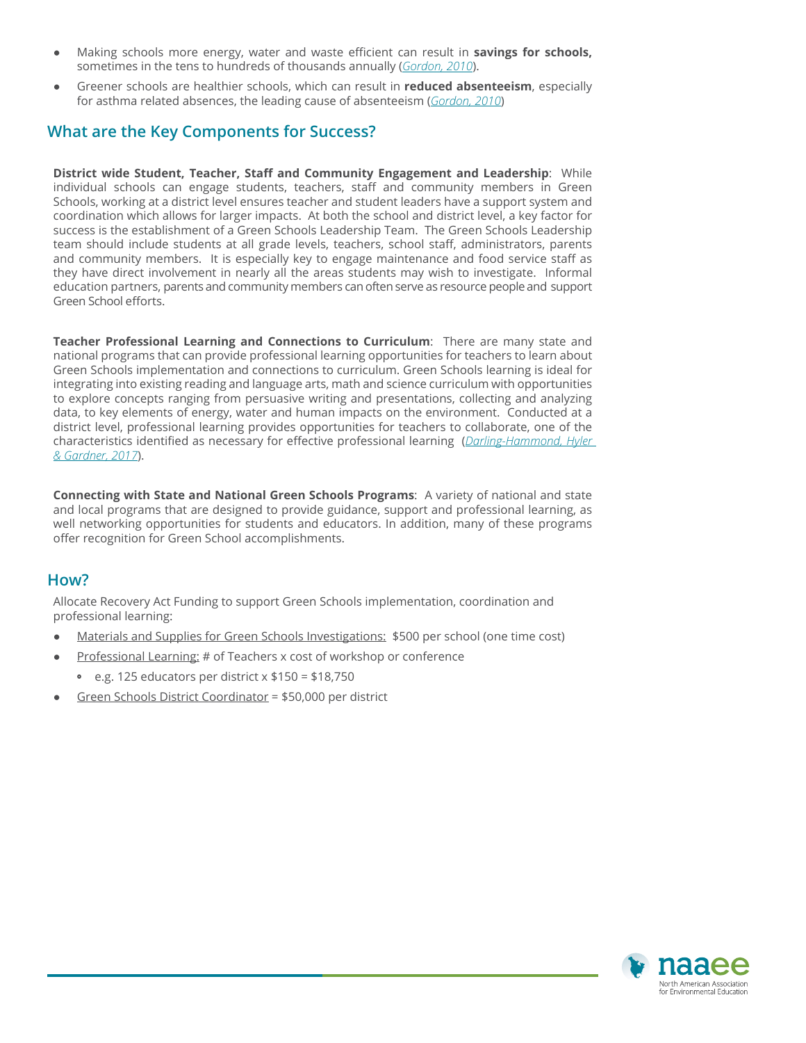- Making schools more energy, water and waste efficient can result in **savings for schools,** sometimes in the tens to hundreds of thousands annually (*Gordon, 2010*).
- Greener schools are healthier schools, which can result in **reduced absenteeism**, especially for asthma related absences, the leading cause of absenteeism (*Gordon, 2010*)

## What are the Key Components for Success?

**District wide Student, Teacher, Staff and Community Engagement and Leadership**: While individual schools can engage students, teachers, staff and community members in Green Schools, working at a district level ensures teacher and student leaders have a support system and coordination which allows for larger impacts. At both the school and district level, a key factor for success is the establishment of a Green Schools Leadership Team. The Green Schools Leadership team should include students at all grade levels, teachers, school staff, administrators, parents and community members. It is especially key to engage maintenance and food service staff as they have direct involvement in nearly all the areas students may wish to investigate. Informal education partners, parents and community members can often serve as resource people and support Green School efforts.

**Teacher Professional Learning and Connections to Curriculum**: There are many state and national programs that can provide professional learning opportunities for teachers to learn about Green Schools implementation and connections to curriculum. Green Schools learning is ideal for integrating into existing reading and language arts, math and science curriculum with opportunities to explore concepts ranging from persuasive writing and presentations, collecting and analyzing data, to key elements of energy, water and human impacts on the environment. Conducted at a district level, professional learning provides opportunities for teachers to collaborate, one of the characteristics identified as necessary for effective professional learning (*Darling-Hammond, Hyler & Gardner, 2017*).

**Connecting with State and National Green Schools Programs**: A variety of national and state and local programs that are designed to provide guidance, support and professional learning, as well networking opportunities for students and educators. In addition, many of these programs offer recognition for Green School accomplishments.

## How?

Allocate Recovery Act Funding to support Green Schools implementation, coordination and professional learning:

- Materials and Supplies for Green Schools Investigations: $500 per school (one time cost)
- Professional Learning: # of Teachers x cost of workshop or conference
  - e.g. 125 educators per district x $150 = $18,750
- Green Schools District Coordinator = $50,000 per district